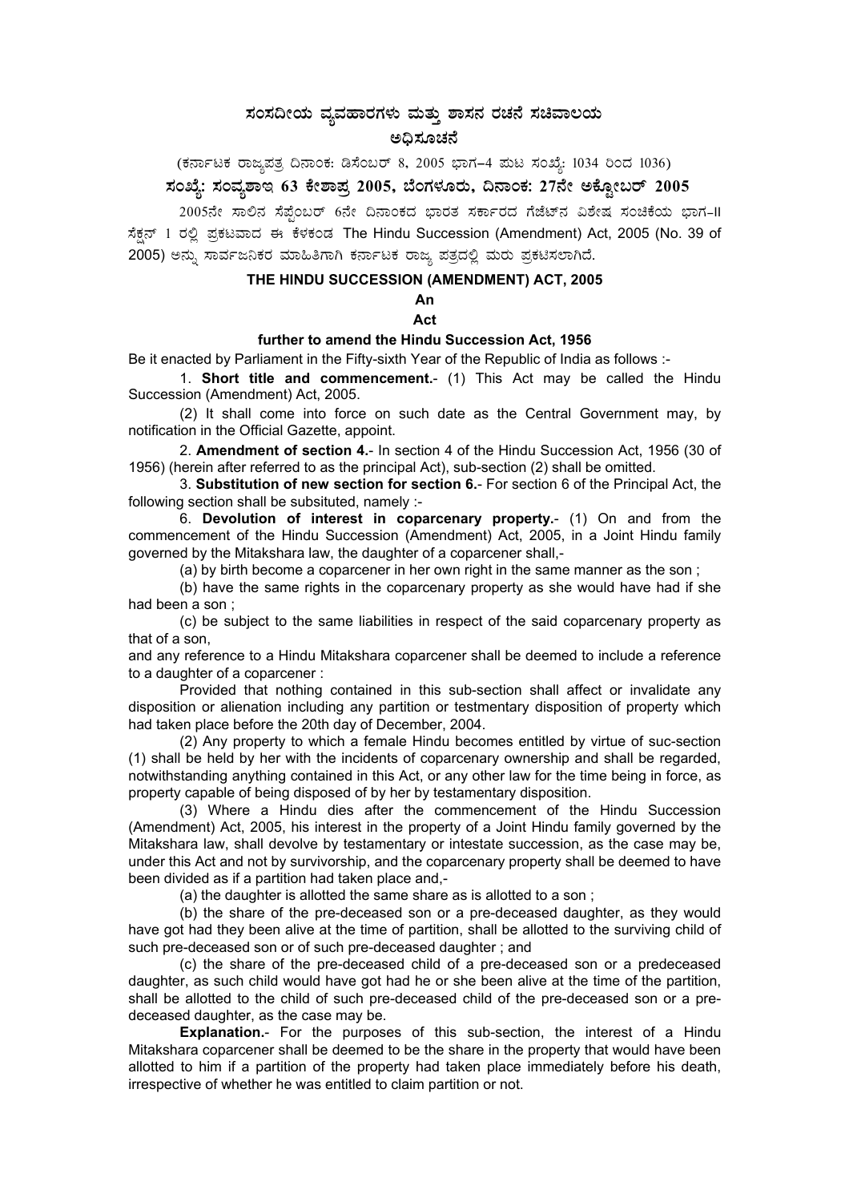# ಸಂಸದೀಯ ವ್ಯವಹಾರಗಳು ಮತ್ತು ಶಾಸನ ರಚನೆ ಸಚಿವಾಲಯ

## ಅಧಿಸೂಚನೆ

(ಕರ್ನಾಟಕ ರಾಜ್ಯಪತ್ರ ದಿನಾಂಕ: ಡಿಸೆಂಬರ್ 8, 2005 ಭಾಗ-4 ಪುಟ ಸಂಖ್ಯೆ: 1034 ರಿಂದ 1036)

### ಸಂಖ್ಯೆ: ಸಂವ್ಯಶಾಇ 63 ಕೇಶಾಪ್ರ 2005, ಬೆಂಗಳೂರು, ದಿನಾಂಕ: 27ನೇ ಅಕ್ಟೋಬರ್ 2005

2005ನೇ ಸಾಲಿನ ಸೆಪ್ಟೆಂಬರ್ 6ನೇ ದಿನಾಂಕದ ಭಾರತ ಸರ್ಕಾರದ ಗೆಜೆಟ್‌ನ ವಿಶೇಷ ಸಂಚಿಕೆಯ ಭಾಗ-II ಸೆಕ್ಷನ್ 1 ರಲ್ಲಿ ಪ್ರಕಟವಾದ ಈ ಕೆಳಕಂಡ The Hindu Succession (Amendment) Act, 2005 (No. 39 of 2005) ಅನ್ನು ಸಾರ್ವಜನಿಕರ ಮಾಹಿತಿಗಾಗಿ ಕರ್ನಾಟಕ ರಾಜ್ಯ ಪತ್ರದಲ್ಲಿ ಮರು ಪ್ರಕಟಿಸಲಾಗಿದೆ.

**THE HINDU SUCCESSION (AMENDMENT) ACT, 2005**

**An**

**Act**

**further to amend the Hindu Succession Act, 1956**

Be it enacted by Parliament in the Fifty-sixth Year of the Republic of India as follows :-

1. **Short title and commencement.**- (1) This Act may be called the Hindu Succession (Amendment) Act, 2005.

(2) It shall come into force on such date as the Central Government may, by notification in the Official Gazette, appoint.

2. **Amendment of section 4.**- In section 4 of the Hindu Succession Act, 1956 (30 of 1956) (herein after referred to as the principal Act), sub-section (2) shall be omitted.

3. **Substitution of new section for section 6.**- For section 6 of the Principal Act, the following section shall be subsituted, namely :-

6. **Devolution of interest in coparcenary property.**- (1) On and from the commencement of the Hindu Succession (Amendment) Act, 2005, in a Joint Hindu family governed by the Mitakshara law, the daughter of a coparcener shall,-

(a) by birth become a coparcener in her own right in the same manner as the son ;

(b) have the same rights in the coparcenary property as she would have had if she had been a son ;

(c) be subject to the same liabilities in respect of the said coparcenary property as that of a son,

and any reference to a Hindu Mitakshara coparcener shall be deemed to include a reference to a daughter of a coparcener :

Provided that nothing contained in this sub-section shall affect or invalidate any disposition or alienation including any partition or testmentary disposition of property which had taken place before the 20th day of December, 2004.

(2) Any property to which a female Hindu becomes entitled by virtue of suc-section (1) shall be held by her with the incidents of coparcenary ownership and shall be regarded, notwithstanding anything contained in this Act, or any other law for the time being in force, as property capable of being disposed of by her by testamentary disposition.

(3) Where a Hindu dies after the commencement of the Hindu Succession (Amendment) Act, 2005, his interest in the property of a Joint Hindu family governed by the Mitakshara law, shall devolve by testamentary or intestate succession, as the case may be, under this Act and not by survivorship, and the coparcenary property shall be deemed to have been divided as if a partition had taken place and,-

(a) the daughter is allotted the same share as is allotted to a son ;

(b) the share of the pre-deceased son or a pre-deceased daughter, as they would have got had they been alive at the time of partition, shall be allotted to the surviving child of such pre-deceased son or of such pre-deceased daughter ; and

(c) the share of the pre-deceased child of a pre-deceased son or a predeceased daughter, as such child would have got had he or she been alive at the time of the partition, shall be allotted to the child of such pre-deceased child of the pre-deceased son or a pre-deceased daughter, as the case may be.

**Explanation.**- For the purposes of this sub-section, the interest of a Hindu Mitakshara coparcener shall be deemed to be the share in the property that would have been allotted to him if a partition of the property had taken place immediately before his death, irrespective of whether he was entitled to claim partition or not.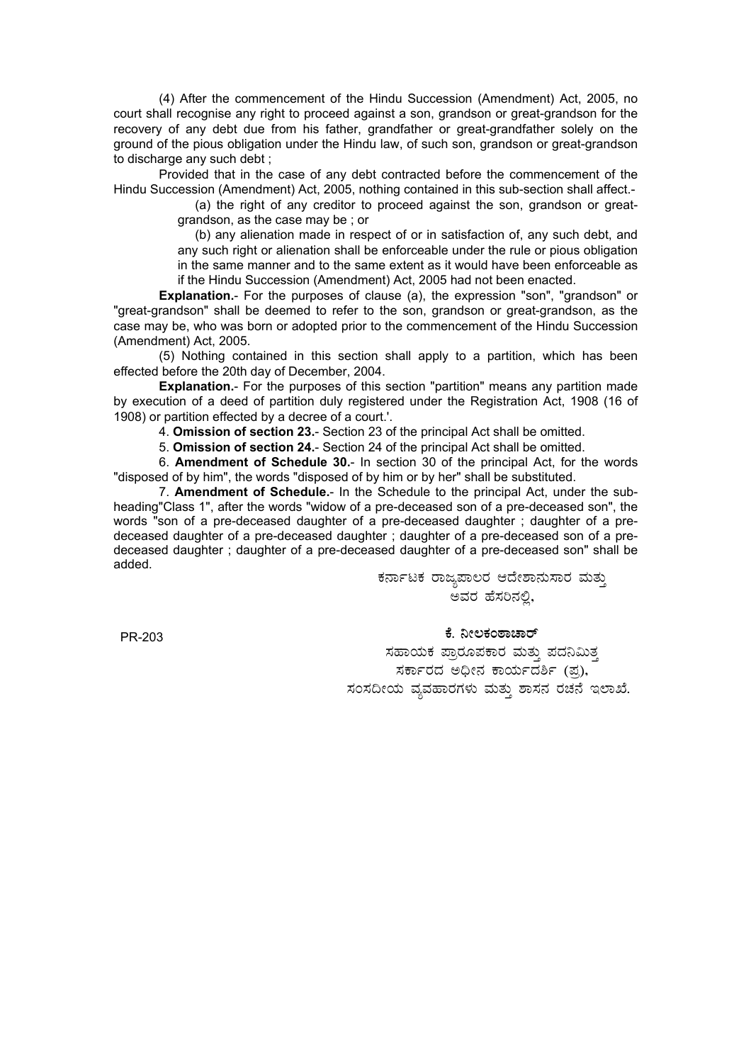(4) After the commencement of the Hindu Succession (Amendment) Act, 2005, no court shall recognise any right to proceed against a son, grandson or great-grandson for the recovery of any debt due from his father, grandfather or great-grandfather solely on the ground of the pious obligation under the Hindu law, of such son, grandson or great-grandson to discharge any such debt ;

Provided that in the case of any debt contracted before the commencement of the Hindu Succession (Amendment) Act, 2005, nothing contained in this sub-section shall affect.-

(a) the right of any creditor to proceed against the son, grandson or great-grandson, as the case may be ; or

(b) any alienation made in respect of or in satisfaction of, any such debt, and any such right or alienation shall be enforceable under the rule or pious obligation in the same manner and to the same extent as it would have been enforceable as if the Hindu Succession (Amendment) Act, 2005 had not been enacted.

**Explanation.**- For the purposes of clause (a), the expression "son", "grandson" or "great-grandson" shall be deemed to refer to the son, grandson or great-grandson, as the case may be, who was born or adopted prior to the commencement of the Hindu Succession (Amendment) Act, 2005.

(5) Nothing contained in this section shall apply to a partition, which has been effected before the 20th day of December, 2004.

**Explanation.**- For the purposes of this section "partition" means any partition made by execution of a deed of partition duly registered under the Registration Act, 1908 (16 of 1908) or partition effected by a decree of a court.'.

4. **Omission of section 23.**- Section 23 of the principal Act shall be omitted.

5. **Omission of section 24.**- Section 24 of the principal Act shall be omitted.

6. **Amendment of Schedule 30.**- In section 30 of the principal Act, for the words "disposed of by him", the words "disposed of by him or by her" shall be substituted.

7. **Amendment of Schedule.**- In the Schedule to the principal Act, under the sub-heading"Class 1", after the words "widow of a pre-deceased son of a pre-deceased son", the words "son of a pre-deceased daughter of a pre-deceased daughter ; daughter of a pre-deceased daughter of a pre-deceased daughter ; daughter of a pre-deceased son of a pre-deceased daughter ; daughter of a pre-deceased daughter of a pre-deceased son" shall be added.

ಕರ್ನಾಟಕ ರಾಜ್ಯಪಾಲರ ಆದೇಶಾನುಸಾರ ಮತ್ತು
ಅವರ ಹೆಸರಿನಲ್ಲಿ,

PR-203

**ಕೆ. ನೀಲಕಂಠಾಚಾರ್**

ಸಹಾಯಕ ಪ್ರಾರೂಪಕಾರ ಮತ್ತು ಪದನಿಮಿತ್ತ
ಸರ್ಕಾರದ ಅಧೀನ ಕಾರ್ಯದರ್ಶಿ (ಪ್ರ),
ಸಂಸದೀಯ ವ್ಯವಹಾರಗಳು ಮತ್ತು ಶಾಸನ ರಚನೆ ಇಲಾಖೆ.